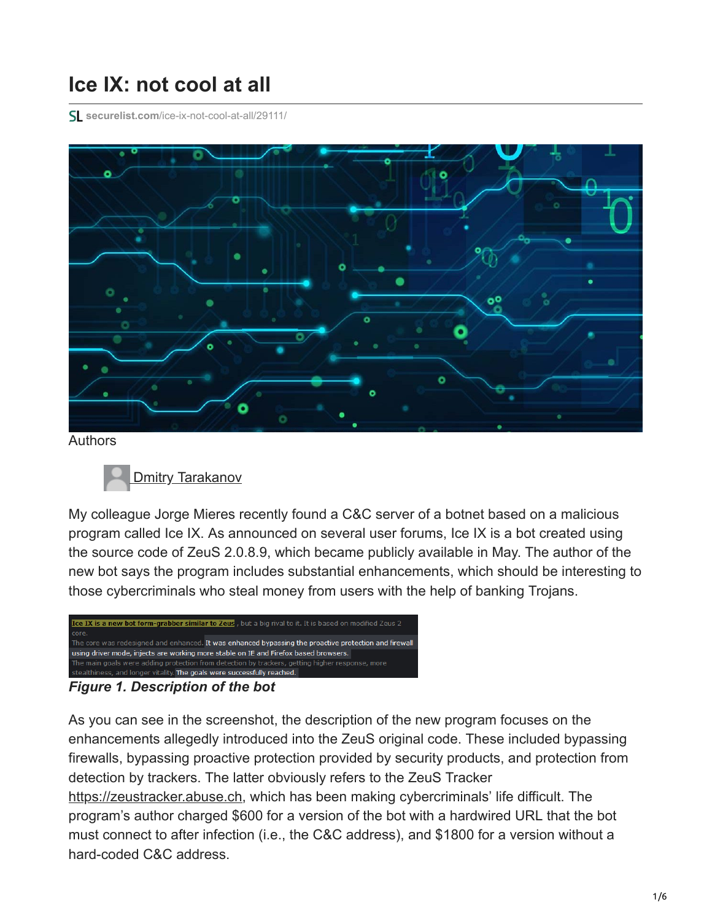# Ice IX: not cool at all

securelist.com/ice-ix-not-cool-at-all/29111/

Authors

Dmitry Tarakanov

My colleague Jorge Mieres recently found a C&C server of a botnet based on a malicious program called Ice IX. As announced on several user forums, Ice IX is a bot created using the source code of ZeuS 2.0.8.9, which became publicly available in May. The author of the new bot says the program includes substantial enhancements, which should be interesting to those cybercriminals who steal money from users with the help of banking Trojans.

Ice IX is a new bot form-grabber similar to Zeus, but a big rival to it. It is based on modified Zeus 2 core.
The core was redesigned and enhanced. It was enhanced bypassing the proactive protection and firewall using driver mode, injects are working more stable on IE and Firefox based browsers.
The main goals were adding protection from detection by trackers, getting higher response, more stealthiness, and longer vitality. The goals were successfully reached.

***Figure 1. Description of the bot***

As you can see in the screenshot, the description of the new program focuses on the enhancements allegedly introduced into the ZeuS original code. These included bypassing firewalls, bypassing proactive protection provided by security products, and protection from detection by trackers. The latter obviously refers to the ZeuS Tracker https://zeustracker.abuse.ch, which has been making cybercriminals' life difficult. The program's author charged $600 for a version of the bot with a hardwired URL that the bot must connect to after infection (i.e., the C&C address), and $1800 for a version without a hard-coded C&C address.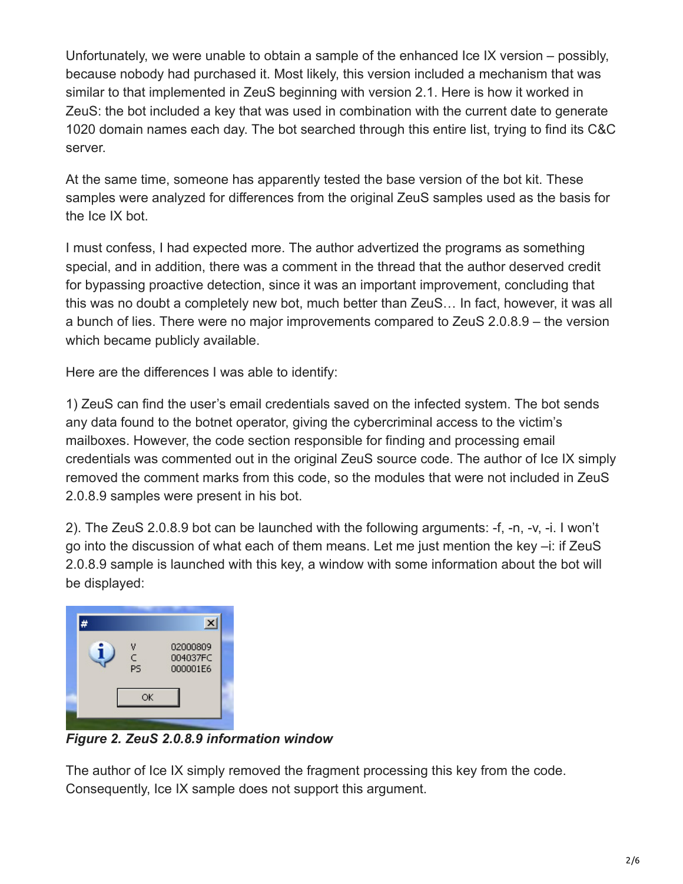Unfortunately, we were unable to obtain a sample of the enhanced Ice IX version – possibly, because nobody had purchased it. Most likely, this version included a mechanism that was similar to that implemented in ZeuS beginning with version 2.1. Here is how it worked in ZeuS: the bot included a key that was used in combination with the current date to generate 1020 domain names each day. The bot searched through this entire list, trying to find its C&C server.

At the same time, someone has apparently tested the base version of the bot kit. These samples were analyzed for differences from the original ZeuS samples used as the basis for the Ice IX bot.

I must confess, I had expected more. The author advertized the programs as something special, and in addition, there was a comment in the thread that the author deserved credit for bypassing proactive detection, since it was an important improvement, concluding that this was no doubt a completely new bot, much better than ZeuS… In fact, however, it was all a bunch of lies. There were no major improvements compared to ZeuS 2.0.8.9 – the version which became publicly available.

Here are the differences I was able to identify:

1) ZeuS can find the user's email credentials saved on the infected system. The bot sends any data found to the botnet operator, giving the cybercriminal access to the victim's mailboxes. However, the code section responsible for finding and processing email credentials was commented out in the original ZeuS source code. The author of Ice IX simply removed the comment marks from this code, so the modules that were not included in ZeuS 2.0.8.9 samples were present in his bot.

2). The ZeuS 2.0.8.9 bot can be launched with the following arguments: -f, -n, -v, -i. I won't go into the discussion of what each of them means. Let me just mention the key –i: if ZeuS 2.0.8.9 sample is launched with this key, a window with some information about the bot will be displayed:

***Figure 2. ZeuS 2.0.8.9 information window***

The author of Ice IX simply removed the fragment processing this key from the code. Consequently, Ice IX sample does not support this argument.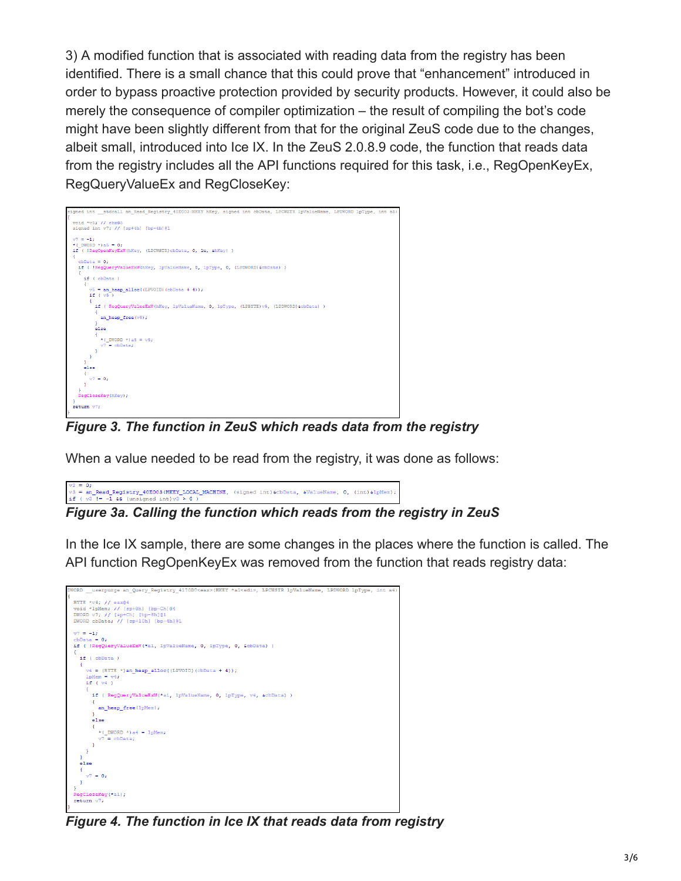3) A modified function that is associated with reading data from the registry has been identified. There is a small chance that this could prove that "enhancement" introduced in order to bypass proactive protection provided by security products. However, it could also be merely the consequence of compiler optimization – the result of compiling the bot's code might have been slightly different from that for the original ZeuS code due to the changes, albeit small, introduced into Ice IX. In the ZeuS 2.0.8.9 code, the function that reads data from the registry includes all the API functions required for this task, i.e., RegOpenKeyEx, RegQueryValueEx and RegCloseKey:

```
signed int __stdcall an_Read_Registry_40E003(HKEY hKey, signed int cbData, LPCWSTR lpValueName, LPDWORD lpType, int a5)
{
  void *v5; // ebx@5
  signed int v7; // [sp+4h] [bp-4h]@1

  v7 = -1;
  *(_DWORD *)a5 = 0;
  if ( !RegOpenKeyExW(hKey, (LPCWSTR)cbData, 0, 1u, &hKey) )
  {
    cbData = 0;
    if ( !RegQueryValueExW(hKey, lpValueName, 0, lpType, 0, (LPDWORD)&cbData) )
    {
      if ( cbData )
      {
        v5 = an_heap_alloc((LPVOID)(cbData + 4));
        if ( v5 )
        {
          if ( RegQueryValueExW(hKey, lpValueName, 0, lpType, (LPBYTE)v5, (LPDWORD)&cbData) )
          {
            an_heap_free(v5);
          }
          else
          {
            *(_DWORD *)a5 = v5;
            v7 = cbData;
          }
        }
      }
      else
      {
        v7 = 0;
      }
    }
    RegCloseKey(hKey);
  }
  return v7;
}
```

*Figure 3. The function in ZeuS which reads data from the registry*

When a value needed to be read from the registry, it was done as follows:

```
v2 = 0;
v3 = an_Read_Registry_40E003(HKEY_LOCAL_MACHINE, (signed int)&cbData, &ValueName, 0, (int)&lpMem);
if ( v3 != -1 && (unsigned int)v3 > 0 )
```

*Figure 3a. Calling the function which reads from the registry in ZeuS*

In the Ice IX sample, there are some changes in the places where the function is called. The API function RegOpenKeyEx was removed from the function that reads registry data:

```
DWORD __usercall an_Query_Registry_4170D7<eax>(HKEY *a1<edi>, LPCWSTR lpValueName, LPDWORD lpType, int a4)
{
  BYTE *v4; // eax@4
  void *lpMem; // [sp+8h] [bp-Ch]@4
  DWORD v7; // [sp+Ch] [bp-8h]@1
  DWORD cbData; // [sp+10h] [bp-4h]@1

  v7 = -1;
  cbData = 0;
  if ( !RegQueryValueExW(*a1, lpValueName, 0, lpType, 0, &cbData) )
  {
    if ( cbData )
    {
      v4 = (BYTE *)an_heap_alloc((LPVOID)(cbData + 4));
      lpMem = v4;
      if ( v4 )
      {
        if ( RegQueryValueExW(*a1, lpValueName, 0, lpType, v4, &cbData) )
        {
          an_heap_free(lpMem);
        }
        else
        {
          *(_DWORD *)a4 = lpMem;
          v7 = cbData;
        }
      }
    }
    else
    {
      v7 = 0;
    }
  }
  RegCloseKey(*a1);
  return v7;
}
```

*Figure 4. The function in Ice IX that reads data from registry*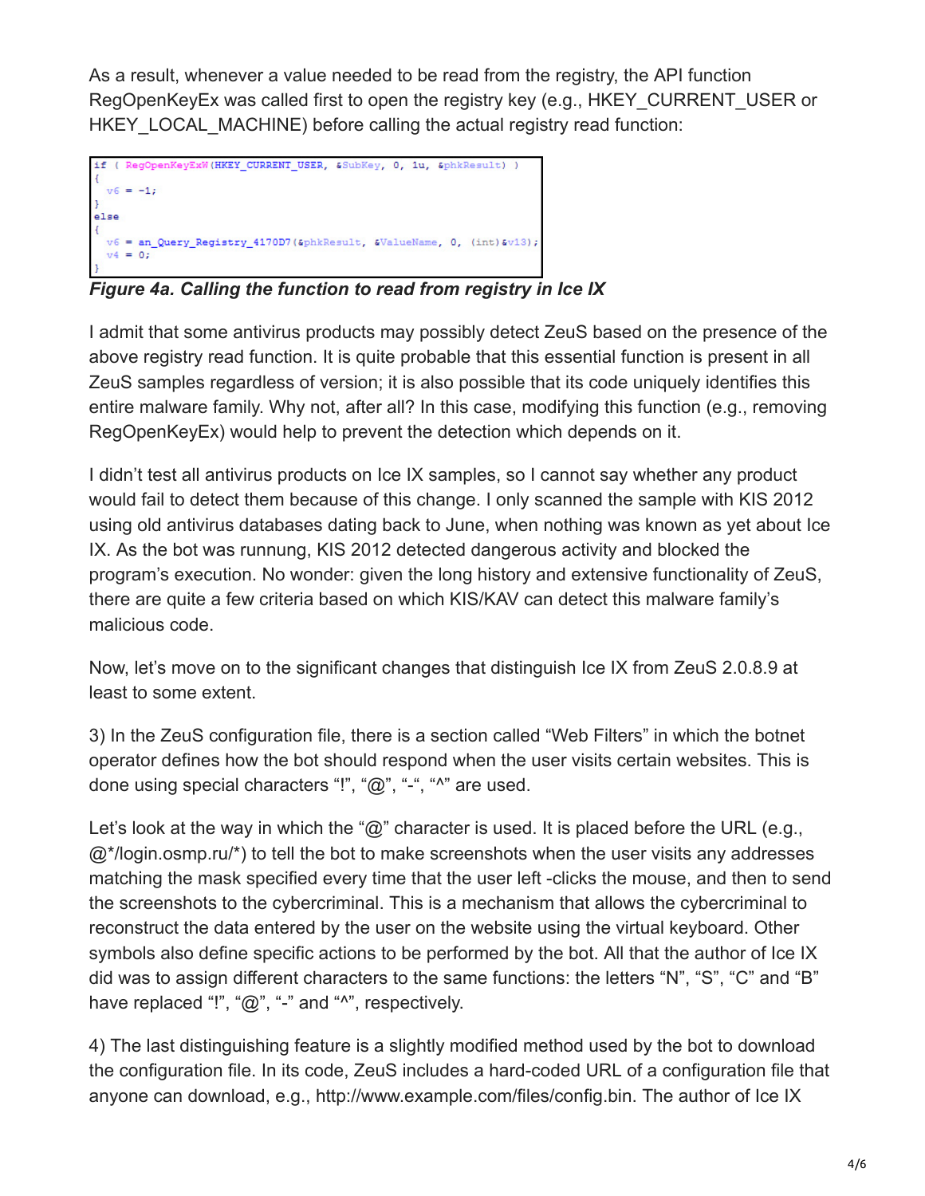As a result, whenever a value needed to be read from the registry, the API function RegOpenKeyEx was called first to open the registry key (e.g., HKEY_CURRENT_USER or HKEY_LOCAL_MACHINE) before calling the actual registry read function:

```
if ( RegOpenKeyExW(HKEY_CURRENT_USER, &SubKey, 0, 1u, &phkResult) )
{
  v6 = -1;
}
else
{
  v6 = an_Query_Registry_4170D7(&phkResult, &ValueName, 0, (int)&v13);
  v4 = 0;
}
```

***Figure 4a. Calling the function to read from registry in Ice IX***

I admit that some antivirus products may possibly detect ZeuS based on the presence of the above registry read function. It is quite probable that this essential function is present in all ZeuS samples regardless of version; it is also possible that its code uniquely identifies this entire malware family. Why not, after all? In this case, modifying this function (e.g., removing RegOpenKeyEx) would help to prevent the detection which depends on it.

I didn't test all antivirus products on Ice IX samples, so I cannot say whether any product would fail to detect them because of this change. I only scanned the sample with KIS 2012 using old antivirus databases dating back to June, when nothing was known as yet about Ice IX. As the bot was runnung, KIS 2012 detected dangerous activity and blocked the program's execution. No wonder: given the long history and extensive functionality of ZeuS, there are quite a few criteria based on which KIS/KAV can detect this malware family's malicious code.

Now, let's move on to the significant changes that distinguish Ice IX from ZeuS 2.0.8.9 at least to some extent.

3) In the ZeuS configuration file, there is a section called "Web Filters" in which the botnet operator defines how the bot should respond when the user visits certain websites. This is done using special characters "!", "@", "-", "^" are used.

Let's look at the way in which the "@" character is used. It is placed before the URL (e.g., @*/login.osmp.ru/*) to tell the bot to make screenshots when the user visits any addresses matching the mask specified every time that the user left -clicks the mouse, and then to send the screenshots to the cybercriminal. This is a mechanism that allows the cybercriminal to reconstruct the data entered by the user on the website using the virtual keyboard. Other symbols also define specific actions to be performed by the bot. All that the author of Ice IX did was to assign different characters to the same functions: the letters "N", "S", "C" and "B" have replaced "!", "@", "-" and "^", respectively.

4) The last distinguishing feature is a slightly modified method used by the bot to download the configuration file. In its code, ZeuS includes a hard-coded URL of a configuration file that anyone can download, e.g., http://www.example.com/files/config.bin. The author of Ice IX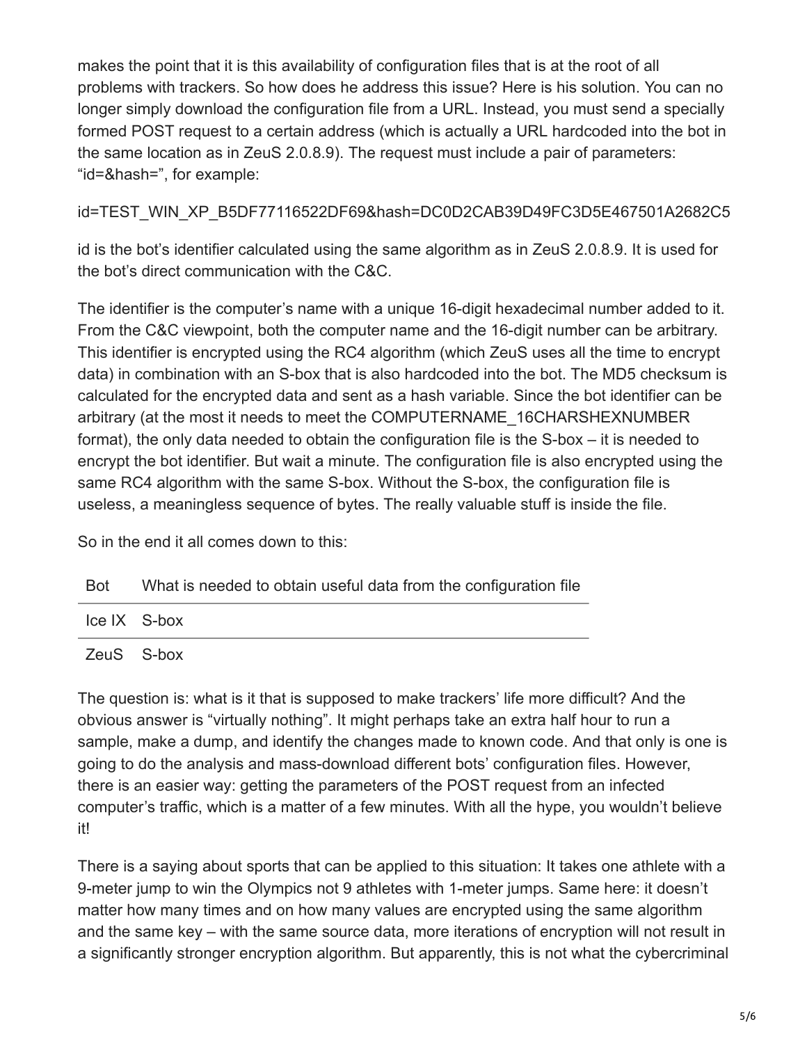makes the point that it is this availability of configuration files that is at the root of all problems with trackers. So how does he address this issue? Here is his solution. You can no longer simply download the configuration file from a URL. Instead, you must send a specially formed POST request to a certain address (which is actually a URL hardcoded into the bot in the same location as in ZeuS 2.0.8.9). The request must include a pair of parameters: "id=&hash=", for example:

id=TEST_WIN_XP_B5DF77116522DF69&hash=DC0D2CAB39D49FC3D5E467501A2682C5

id is the bot's identifier calculated using the same algorithm as in ZeuS 2.0.8.9. It is used for the bot's direct communication with the C&C.

The identifier is the computer's name with a unique 16-digit hexadecimal number added to it. From the C&C viewpoint, both the computer name and the 16-digit number can be arbitrary. This identifier is encrypted using the RC4 algorithm (which ZeuS uses all the time to encrypt data) in combination with an S-box that is also hardcoded into the bot. The MD5 checksum is calculated for the encrypted data and sent as a hash variable. Since the bot identifier can be arbitrary (at the most it needs to meet the COMPUTERNAME_16CHARSHEXNUMBER format), the only data needed to obtain the configuration file is the S-box – it is needed to encrypt the bot identifier. But wait a minute. The configuration file is also encrypted using the same RC4 algorithm with the same S-box. Without the S-box, the configuration file is useless, a meaningless sequence of bytes. The really valuable stuff is inside the file.

So in the end it all comes down to this:

| Bot | What is needed to obtain useful data from the configuration file |
|---|---|
| Ice IX | S-box |
| ZeuS | S-box |

The question is: what is it that is supposed to make trackers' life more difficult? And the obvious answer is "virtually nothing". It might perhaps take an extra half hour to run a sample, make a dump, and identify the changes made to known code. And that only is one is going to do the analysis and mass-download different bots' configuration files. However, there is an easier way: getting the parameters of the POST request from an infected computer's traffic, which is a matter of a few minutes. With all the hype, you wouldn't believe it!

There is a saying about sports that can be applied to this situation: It takes one athlete with a 9-meter jump to win the Olympics not 9 athletes with 1-meter jumps. Same here: it doesn't matter how many times and on how many values are encrypted using the same algorithm and the same key – with the same source data, more iterations of encryption will not result in a significantly stronger encryption algorithm. But apparently, this is not what the cybercriminal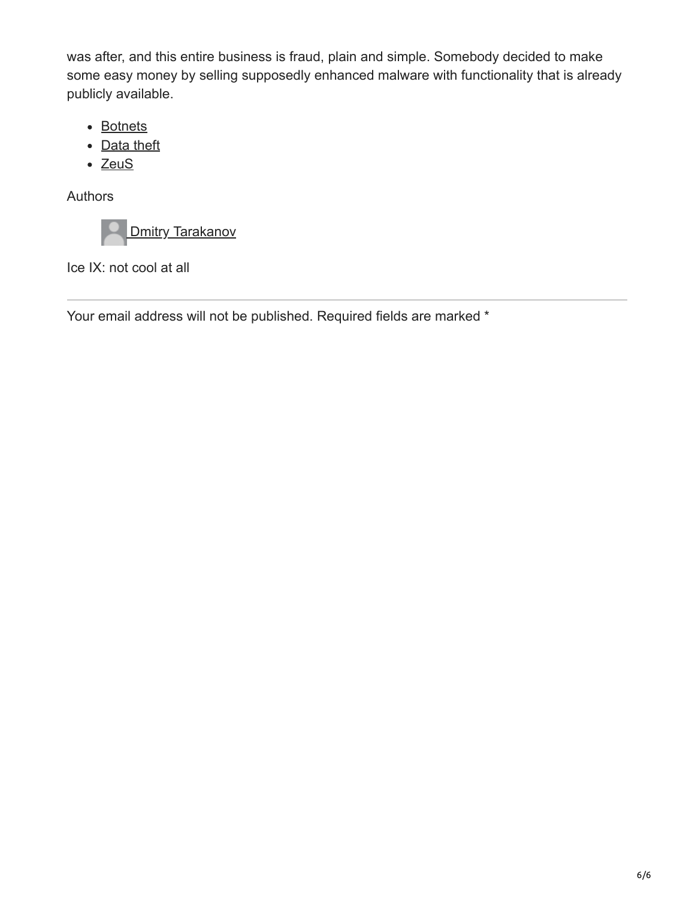was after, and this entire business is fraud, plain and simple. Somebody decided to make some easy money by selling supposedly enhanced malware with functionality that is already publicly available.

- Botnets
- Data theft
- ZeuS

Authors

Dmitry Tarakanov

Ice IX: not cool at all

---

Your email address will not be published. Required fields are marked *